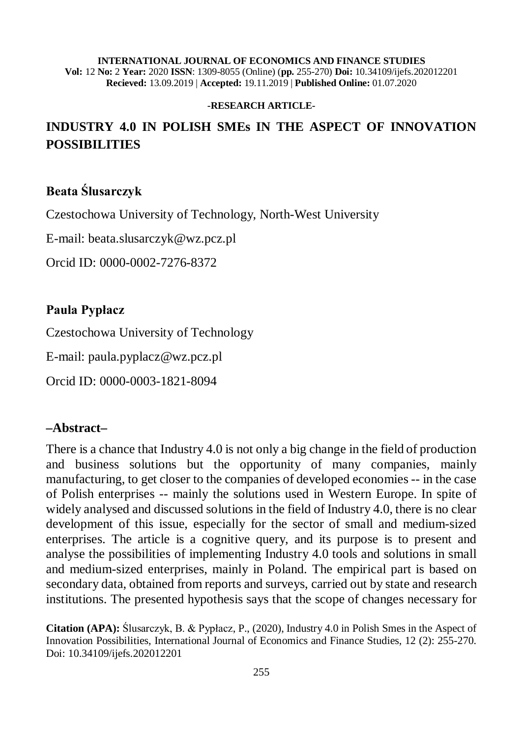**INTERNATIONAL JOURNAL OF ECONOMICS AND FINANCE STUDIES**
**Vol:** 12 **No:** 2 **Year:** 2020 **ISSN**: 1309-8055 (Online) (**pp.** 255-270) **Doi:** 10.34109/ijefs.202012201
**Recieved:** 13.09.2019 | **Accepted:** 19.11.2019 | **Published Online:** 01.07.2020

**-RESEARCH ARTICLE-**

# INDUSTRY 4.0 IN POLISH SMEs IN THE ASPECT OF INNOVATION POSSIBILITIES

**Beata Ślusarczyk**

Czestochowa University of Technology, North-West University

E-mail: beata.slusarczyk@wz.pcz.pl

Orcid ID: 0000-0002-7276-8372

**Paula Pypłacz**

Czestochowa University of Technology

E-mail: paula.pyplacz@wz.pcz.pl

Orcid ID: 0000-0003-1821-8094

## –Abstract–

There is a chance that Industry 4.0 is not only a big change in the field of production and business solutions but the opportunity of many companies, mainly manufacturing, to get closer to the companies of developed economies -- in the case of Polish enterprises -- mainly the solutions used in Western Europe. In spite of widely analysed and discussed solutions in the field of Industry 4.0, there is no clear development of this issue, especially for the sector of small and medium-sized enterprises. The article is a cognitive query, and its purpose is to present and analyse the possibilities of implementing Industry 4.0 tools and solutions in small and medium-sized enterprises, mainly in Poland. The empirical part is based on secondary data, obtained from reports and surveys, carried out by state and research institutions. The presented hypothesis says that the scope of changes necessary for

**Citation (APA):** Ślusarczyk, B. & Pypłacz, P., (2020), Industry 4.0 in Polish Smes in the Aspect of Innovation Possibilities, International Journal of Economics and Finance Studies, 12 (2): 255-270. Doi: 10.34109/ijefs.202012201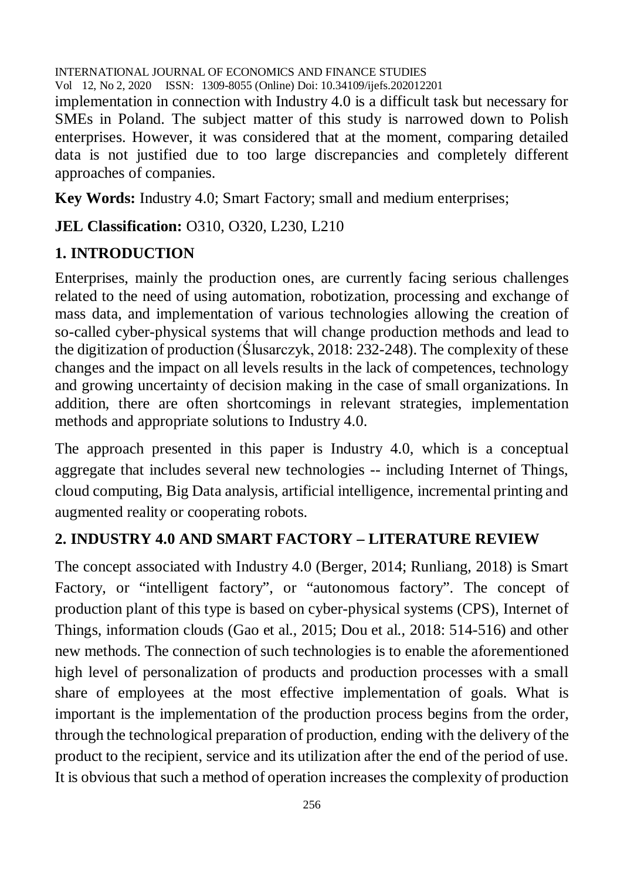implementation in connection with Industry 4.0 is a difficult task but necessary for SMEs in Poland. The subject matter of this study is narrowed down to Polish enterprises. However, it was considered that at the moment, comparing detailed data is not justified due to too large discrepancies and completely different approaches of companies.

**Key Words:** Industry 4.0; Smart Factory; small and medium enterprises;

**JEL Classification:** O310, O320, L230, L210

## 1. INTRODUCTION

Enterprises, mainly the production ones, are currently facing serious challenges related to the need of using automation, robotization, processing and exchange of mass data, and implementation of various technologies allowing the creation of so-called cyber-physical systems that will change production methods and lead to the digitization of production (Ślusarczyk, 2018: 232-248). The complexity of these changes and the impact on all levels results in the lack of competences, technology and growing uncertainty of decision making in the case of small organizations. In addition, there are often shortcomings in relevant strategies, implementation methods and appropriate solutions to Industry 4.0.

The approach presented in this paper is Industry 4.0, which is a conceptual aggregate that includes several new technologies -- including Internet of Things, cloud computing, Big Data analysis, artificial intelligence, incremental printing and augmented reality or cooperating robots.

## 2. INDUSTRY 4.0 AND SMART FACTORY – LITERATURE REVIEW

The concept associated with Industry 4.0 (Berger, 2014; Runliang, 2018) is Smart Factory, or "intelligent factory", or "autonomous factory". The concept of production plant of this type is based on cyber-physical systems (CPS), Internet of Things, information clouds (Gao et al., 2015; Dou et al., 2018: 514-516) and other new methods. The connection of such technologies is to enable the aforementioned high level of personalization of products and production processes with a small share of employees at the most effective implementation of goals. What is important is the implementation of the production process begins from the order, through the technological preparation of production, ending with the delivery of the product to the recipient, service and its utilization after the end of the period of use. It is obvious that such a method of operation increases the complexity of production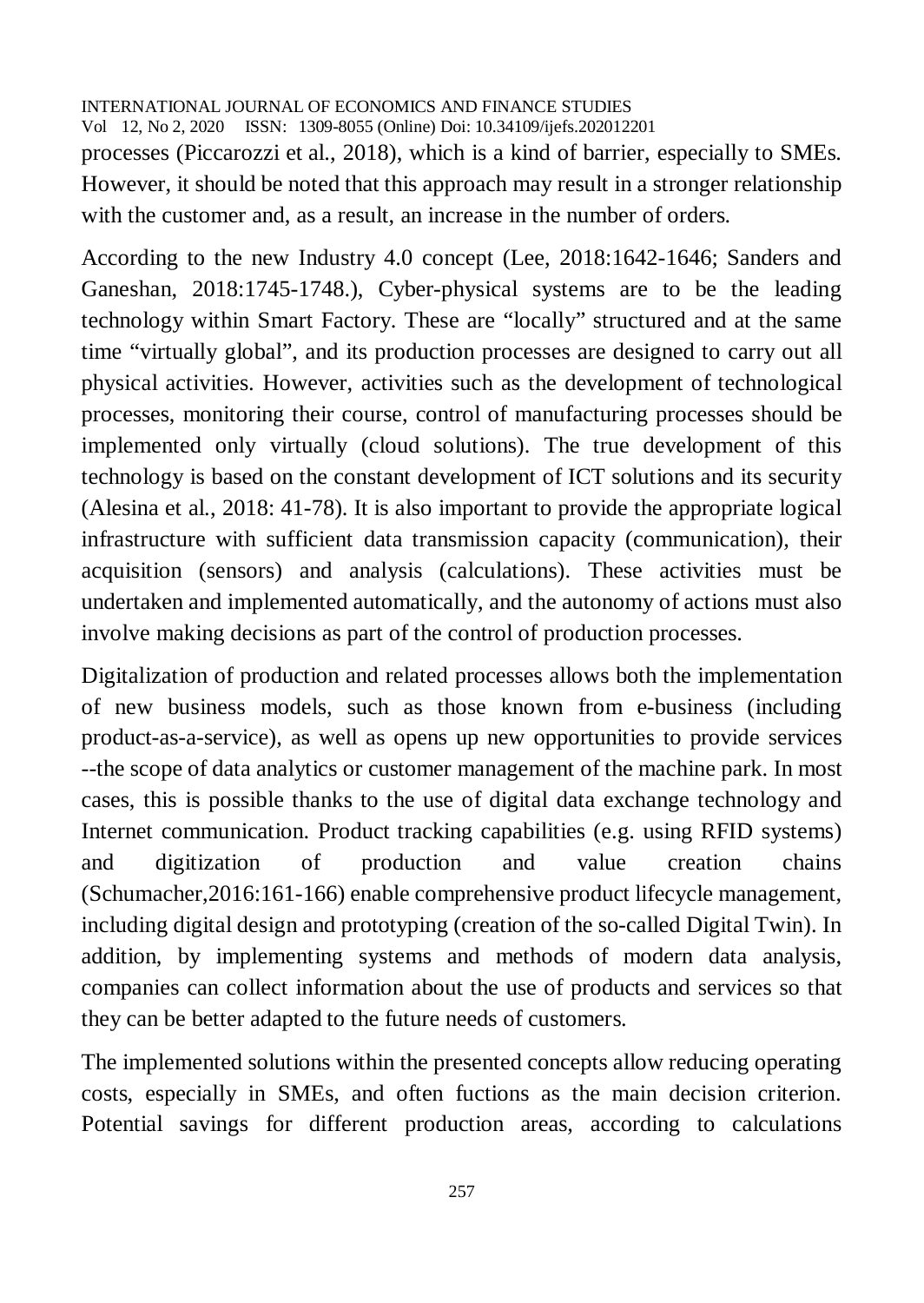processes (Piccarozzi et al., 2018), which is a kind of barrier, especially to SMEs. However, it should be noted that this approach may result in a stronger relationship with the customer and, as a result, an increase in the number of orders.

According to the new Industry 4.0 concept (Lee, 2018:1642-1646; Sanders and Ganeshan, 2018:1745-1748.), Cyber-physical systems are to be the leading technology within Smart Factory. These are "locally" structured and at the same time "virtually global", and its production processes are designed to carry out all physical activities. However, activities such as the development of technological processes, monitoring their course, control of manufacturing processes should be implemented only virtually (cloud solutions). The true development of this technology is based on the constant development of ICT solutions and its security (Alesina et al., 2018: 41-78). It is also important to provide the appropriate logical infrastructure with sufficient data transmission capacity (communication), their acquisition (sensors) and analysis (calculations). These activities must be undertaken and implemented automatically, and the autonomy of actions must also involve making decisions as part of the control of production processes.

Digitalization of production and related processes allows both the implementation of new business models, such as those known from e-business (including product-as-a-service), as well as opens up new opportunities to provide services --the scope of data analytics or customer management of the machine park. In most cases, this is possible thanks to the use of digital data exchange technology and Internet communication. Product tracking capabilities (e.g. using RFID systems) and digitization of production and value creation chains (Schumacher,2016:161-166) enable comprehensive product lifecycle management, including digital design and prototyping (creation of the so-called Digital Twin). In addition, by implementing systems and methods of modern data analysis, companies can collect information about the use of products and services so that they can be better adapted to the future needs of customers.

The implemented solutions within the presented concepts allow reducing operating costs, especially in SMEs, and often fuctions as the main decision criterion. Potential savings for different production areas, according to calculations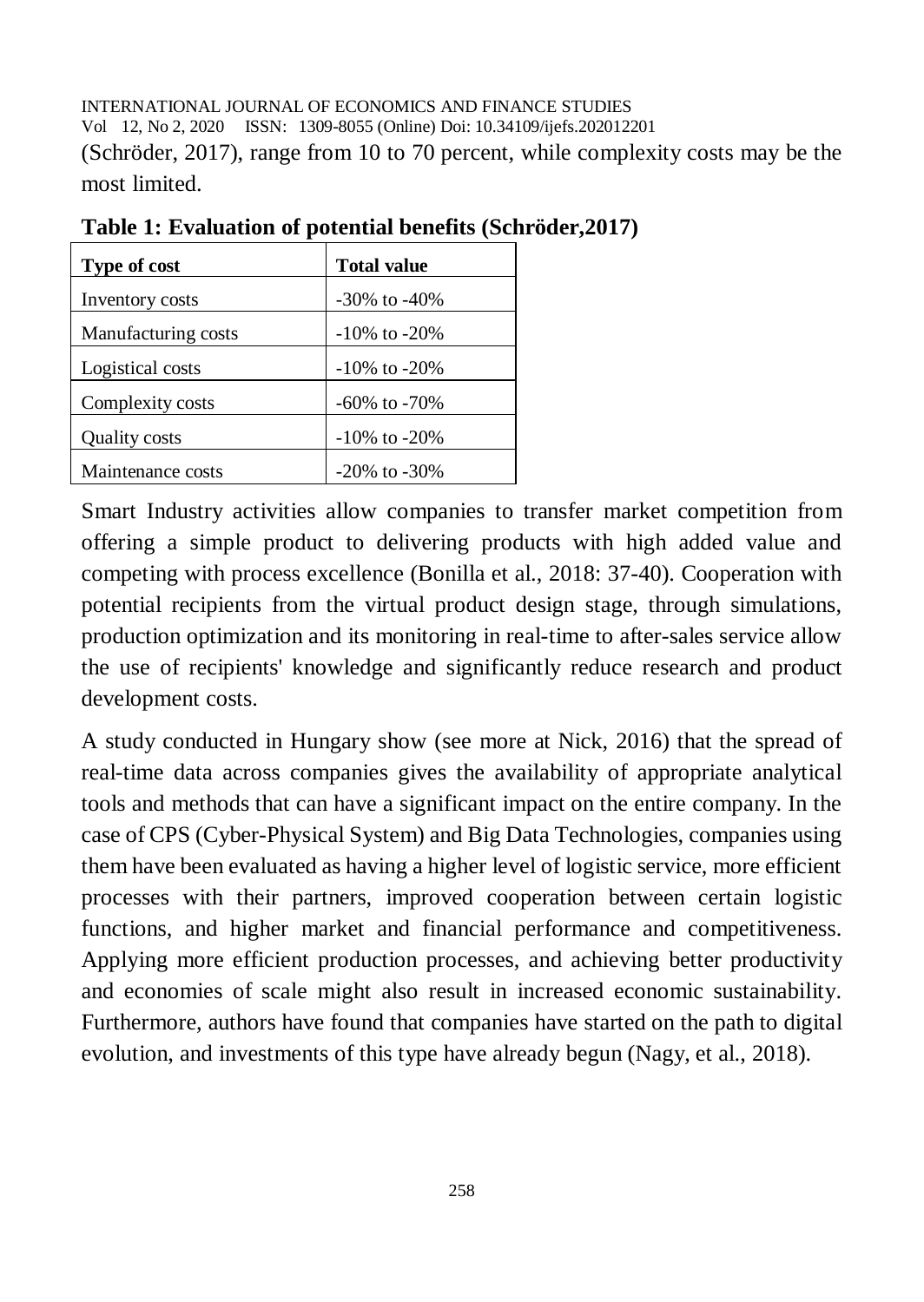(Schröder, 2017), range from 10 to 70 percent, while complexity costs may be the most limited.

**Table 1: Evaluation of potential benefits (Schröder,2017)**

| Type of cost | Total value |
|---|---|
| Inventory costs | -30% to -40% |
| Manufacturing costs | -10% to -20% |
| Logistical costs | -10% to -20% |
| Complexity costs | -60% to -70% |
| Quality costs | -10% to -20% |
| Maintenance costs | -20% to -30% |

Smart Industry activities allow companies to transfer market competition from offering a simple product to delivering products with high added value and competing with process excellence (Bonilla et al., 2018: 37-40). Cooperation with potential recipients from the virtual product design stage, through simulations, production optimization and its monitoring in real-time to after-sales service allow the use of recipients' knowledge and significantly reduce research and product development costs.

A study conducted in Hungary show (see more at Nick, 2016) that the spread of real-time data across companies gives the availability of appropriate analytical tools and methods that can have a significant impact on the entire company. In the case of CPS (Cyber-Physical System) and Big Data Technologies, companies using them have been evaluated as having a higher level of logistic service, more efficient processes with their partners, improved cooperation between certain logistic functions, and higher market and financial performance and competitiveness. Applying more efficient production processes, and achieving better productivity and economies of scale might also result in increased economic sustainability. Furthermore, authors have found that companies have started on the path to digital evolution, and investments of this type have already begun (Nagy, et al., 2018).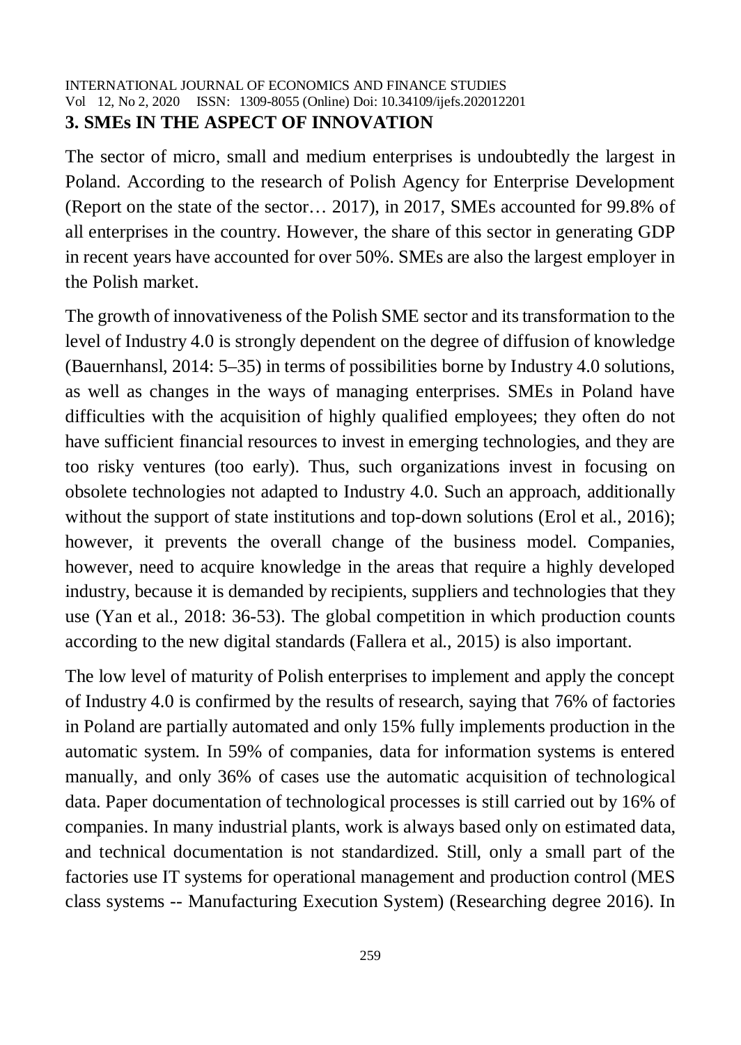## 3. SMEs IN THE ASPECT OF INNOVATION

The sector of micro, small and medium enterprises is undoubtedly the largest in Poland. According to the research of Polish Agency for Enterprise Development (Report on the state of the sector… 2017), in 2017, SMEs accounted for 99.8% of all enterprises in the country. However, the share of this sector in generating GDP in recent years have accounted for over 50%. SMEs are also the largest employer in the Polish market.

The growth of innovativeness of the Polish SME sector and its transformation to the level of Industry 4.0 is strongly dependent on the degree of diffusion of knowledge (Bauernhansl, 2014: 5–35) in terms of possibilities borne by Industry 4.0 solutions, as well as changes in the ways of managing enterprises. SMEs in Poland have difficulties with the acquisition of highly qualified employees; they often do not have sufficient financial resources to invest in emerging technologies, and they are too risky ventures (too early). Thus, such organizations invest in focusing on obsolete technologies not adapted to Industry 4.0. Such an approach, additionally without the support of state institutions and top-down solutions (Erol et al., 2016); however, it prevents the overall change of the business model. Companies, however, need to acquire knowledge in the areas that require a highly developed industry, because it is demanded by recipients, suppliers and technologies that they use (Yan et al., 2018: 36-53). The global competition in which production counts according to the new digital standards (Fallera et al., 2015) is also important.

The low level of maturity of Polish enterprises to implement and apply the concept of Industry 4.0 is confirmed by the results of research, saying that 76% of factories in Poland are partially automated and only 15% fully implements production in the automatic system. In 59% of companies, data for information systems is entered manually, and only 36% of cases use the automatic acquisition of technological data. Paper documentation of technological processes is still carried out by 16% of companies. In many industrial plants, work is always based only on estimated data, and technical documentation is not standardized. Still, only a small part of the factories use IT systems for operational management and production control (MES class systems -- Manufacturing Execution System) (Researching degree 2016). In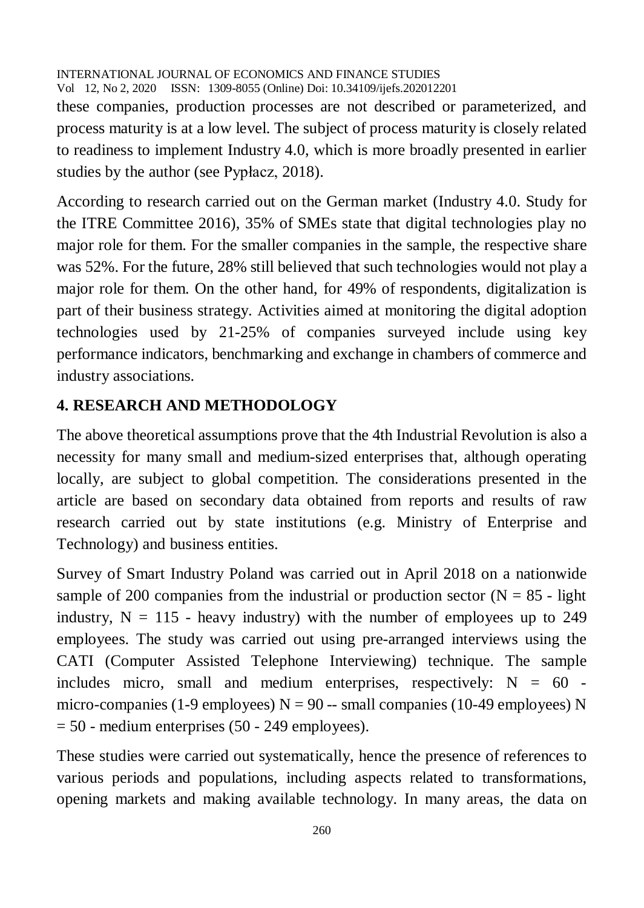these companies, production processes are not described or parameterized, and process maturity is at a low level. The subject of process maturity is closely related to readiness to implement Industry 4.0, which is more broadly presented in earlier studies by the author (see Pypłacz, 2018).

According to research carried out on the German market (Industry 4.0. Study for the ITRE Committee 2016), 35% of SMEs state that digital technologies play no major role for them. For the smaller companies in the sample, the respective share was 52%. For the future, 28% still believed that such technologies would not play a major role for them. On the other hand, for 49% of respondents, digitalization is part of their business strategy. Activities aimed at monitoring the digital adoption technologies used by 21-25% of companies surveyed include using key performance indicators, benchmarking and exchange in chambers of commerce and industry associations.

## 4. RESEARCH AND METHODOLOGY

The above theoretical assumptions prove that the 4th Industrial Revolution is also a necessity for many small and medium-sized enterprises that, although operating locally, are subject to global competition. The considerations presented in the article are based on secondary data obtained from reports and results of raw research carried out by state institutions (e.g. Ministry of Enterprise and Technology) and business entities.

Survey of Smart Industry Poland was carried out in April 2018 on a nationwide sample of 200 companies from the industrial or production sector (N = 85 - light industry, N = 115 - heavy industry) with the number of employees up to 249 employees. The study was carried out using pre-arranged interviews using the CATI (Computer Assisted Telephone Interviewing) technique. The sample includes micro, small and medium enterprises, respectively: N = 60 - micro-companies (1-9 employees) N = 90 -- small companies (10-49 employees) N = 50 - medium enterprises (50 - 249 employees).

These studies were carried out systematically, hence the presence of references to various periods and populations, including aspects related to transformations, opening markets and making available technology. In many areas, the data on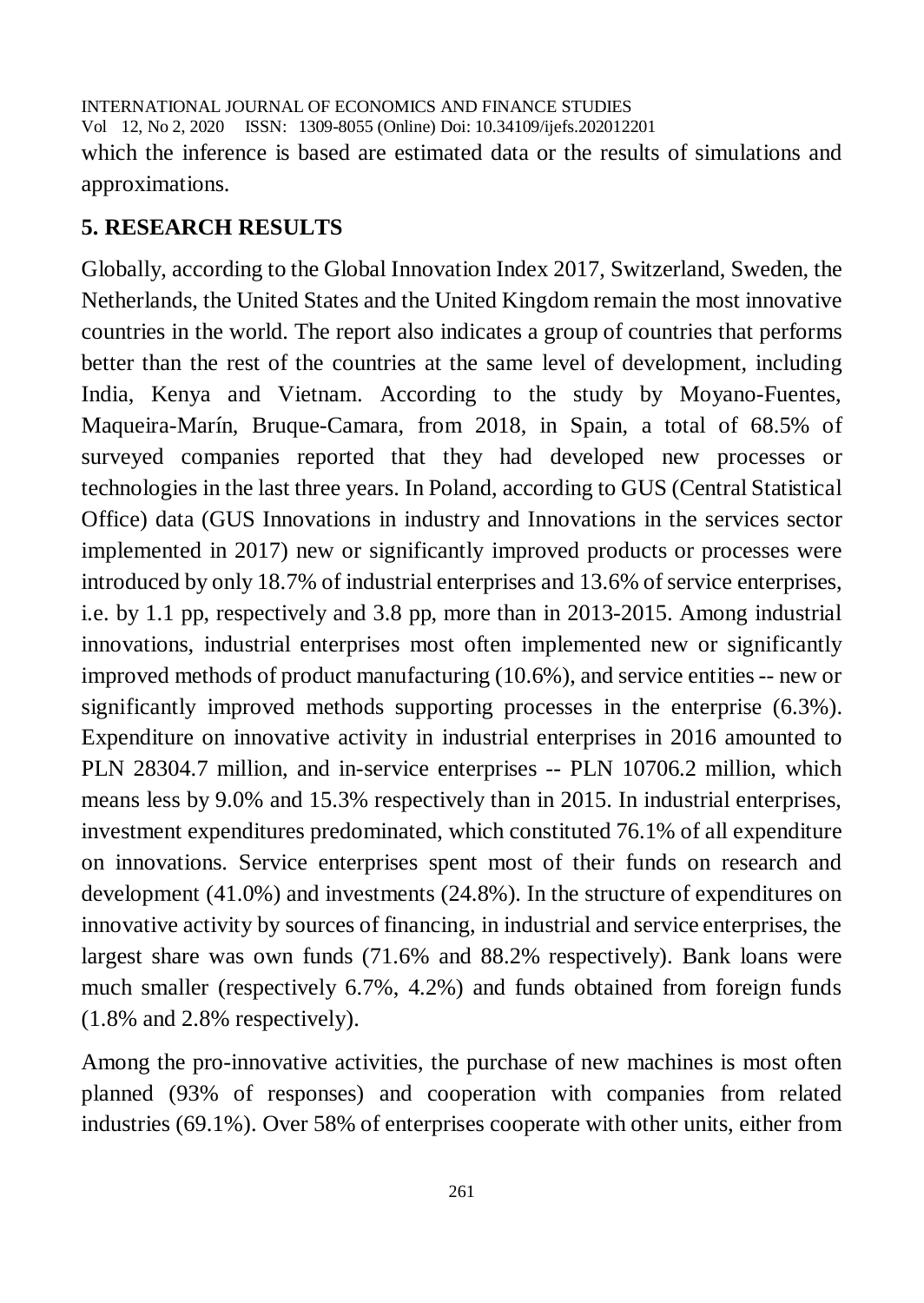which the inference is based are estimated data or the results of simulations and approximations.

## 5. RESEARCH RESULTS

Globally, according to the Global Innovation Index 2017, Switzerland, Sweden, the Netherlands, the United States and the United Kingdom remain the most innovative countries in the world. The report also indicates a group of countries that performs better than the rest of the countries at the same level of development, including India, Kenya and Vietnam. According to the study by Moyano-Fuentes, Maqueira-Marín, Bruque-Camara, from 2018, in Spain, a total of 68.5% of surveyed companies reported that they had developed new processes or technologies in the last three years. In Poland, according to GUS (Central Statistical Office) data (GUS Innovations in industry and Innovations in the services sector implemented in 2017) new or significantly improved products or processes were introduced by only 18.7% of industrial enterprises and 13.6% of service enterprises, i.e. by 1.1 pp, respectively and 3.8 pp, more than in 2013-2015. Among industrial innovations, industrial enterprises most often implemented new or significantly improved methods of product manufacturing (10.6%), and service entities -- new or significantly improved methods supporting processes in the enterprise (6.3%). Expenditure on innovative activity in industrial enterprises in 2016 amounted to PLN 28304.7 million, and in-service enterprises -- PLN 10706.2 million, which means less by 9.0% and 15.3% respectively than in 2015. In industrial enterprises, investment expenditures predominated, which constituted 76.1% of all expenditure on innovations. Service enterprises spent most of their funds on research and development (41.0%) and investments (24.8%). In the structure of expenditures on innovative activity by sources of financing, in industrial and service enterprises, the largest share was own funds (71.6% and 88.2% respectively). Bank loans were much smaller (respectively 6.7%, 4.2%) and funds obtained from foreign funds (1.8% and 2.8% respectively).

Among the pro-innovative activities, the purchase of new machines is most often planned (93% of responses) and cooperation with companies from related industries (69.1%). Over 58% of enterprises cooperate with other units, either from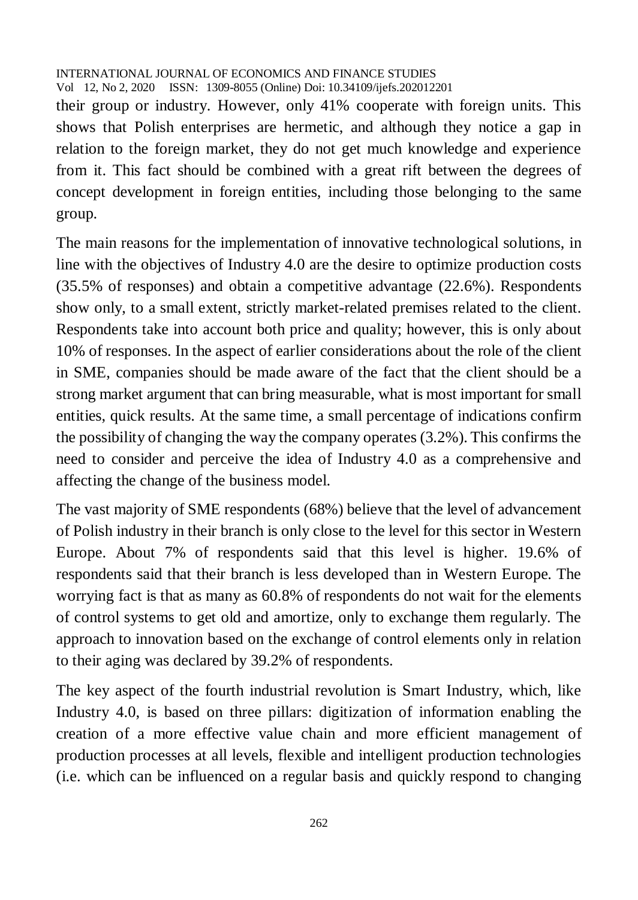their group or industry. However, only 41% cooperate with foreign units. This shows that Polish enterprises are hermetic, and although they notice a gap in relation to the foreign market, they do not get much knowledge and experience from it. This fact should be combined with a great rift between the degrees of concept development in foreign entities, including those belonging to the same group.

The main reasons for the implementation of innovative technological solutions, in line with the objectives of Industry 4.0 are the desire to optimize production costs (35.5% of responses) and obtain a competitive advantage (22.6%). Respondents show only, to a small extent, strictly market-related premises related to the client. Respondents take into account both price and quality; however, this is only about 10% of responses. In the aspect of earlier considerations about the role of the client in SME, companies should be made aware of the fact that the client should be a strong market argument that can bring measurable, what is most important for small entities, quick results. At the same time, a small percentage of indications confirm the possibility of changing the way the company operates (3.2%). This confirms the need to consider and perceive the idea of Industry 4.0 as a comprehensive and affecting the change of the business model.

The vast majority of SME respondents (68%) believe that the level of advancement of Polish industry in their branch is only close to the level for this sector in Western Europe. About 7% of respondents said that this level is higher. 19.6% of respondents said that their branch is less developed than in Western Europe. The worrying fact is that as many as 60.8% of respondents do not wait for the elements of control systems to get old and amortize, only to exchange them regularly. The approach to innovation based on the exchange of control elements only in relation to their aging was declared by 39.2% of respondents.

The key aspect of the fourth industrial revolution is Smart Industry, which, like Industry 4.0, is based on three pillars: digitization of information enabling the creation of a more effective value chain and more efficient management of production processes at all levels, flexible and intelligent production technologies (i.e. which can be influenced on a regular basis and quickly respond to changing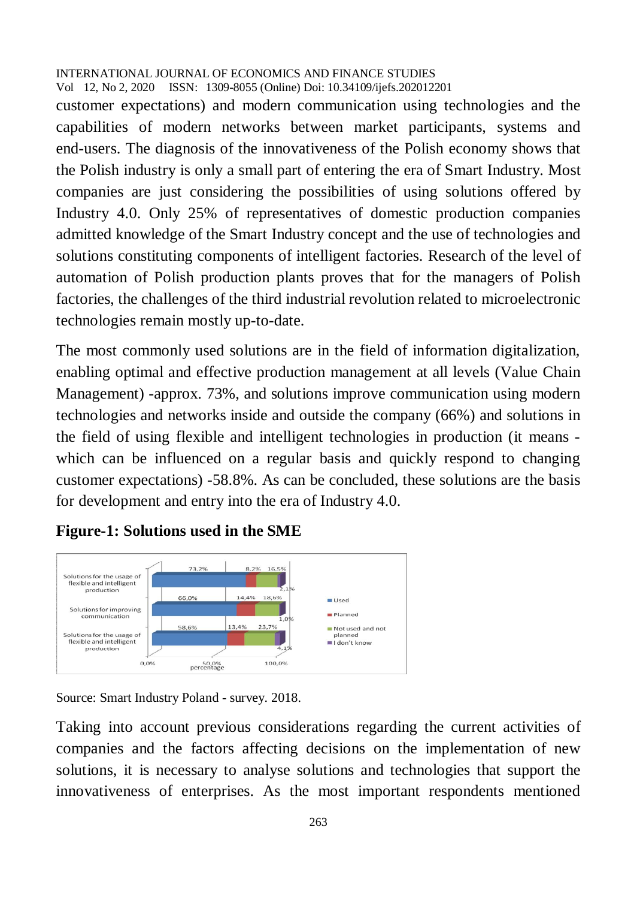customer expectations) and modern communication using technologies and the capabilities of modern networks between market participants, systems and end-users. The diagnosis of the innovativeness of the Polish economy shows that the Polish industry is only a small part of entering the era of Smart Industry. Most companies are just considering the possibilities of using solutions offered by Industry 4.0. Only 25% of representatives of domestic production companies admitted knowledge of the Smart Industry concept and the use of technologies and solutions constituting components of intelligent factories. Research of the level of automation of Polish production plants proves that for the managers of Polish factories, the challenges of the third industrial revolution related to microelectronic technologies remain mostly up-to-date.

The most commonly used solutions are in the field of information digitalization, enabling optimal and effective production management at all levels (Value Chain Management) -approx. 73%, and solutions improve communication using modern technologies and networks inside and outside the company (66%) and solutions in the field of using flexible and intelligent technologies in production (it means - which can be influenced on a regular basis and quickly respond to changing customer expectations) -58.8%. As can be concluded, these solutions are the basis for development and entry into the era of Industry 4.0.

**Figure-1: Solutions used in the SME**

| | Used | Planned | Not used and not planned | I don't know |
|---|---|---|---|---|
| Solutions for the usage of flexible and intelligent production | 73,2% | 8,2% | 16,5% | 2,1% |
| Solutions for improving communication | 66,0% | 14,4% | 18,6% | 1,0% |
| Solutions for the usage of flexible and intelligent production | 58,6% | 13,4% | 23,7% | 4,1% |

Source: Smart Industry Poland - survey. 2018.

Taking into account previous considerations regarding the current activities of companies and the factors affecting decisions on the implementation of new solutions, it is necessary to analyse solutions and technologies that support the innovativeness of enterprises. As the most important respondents mentioned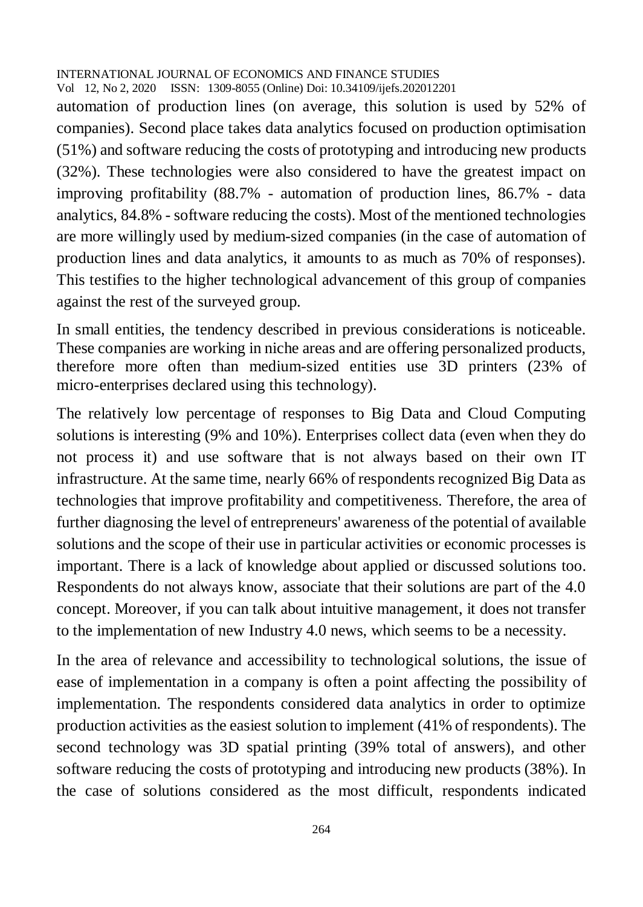automation of production lines (on average, this solution is used by 52% of companies). Second place takes data analytics focused on production optimisation (51%) and software reducing the costs of prototyping and introducing new products (32%). These technologies were also considered to have the greatest impact on improving profitability (88.7% - automation of production lines, 86.7% - data analytics, 84.8% - software reducing the costs). Most of the mentioned technologies are more willingly used by medium-sized companies (in the case of automation of production lines and data analytics, it amounts to as much as 70% of responses). This testifies to the higher technological advancement of this group of companies against the rest of the surveyed group.

In small entities, the tendency described in previous considerations is noticeable. These companies are working in niche areas and are offering personalized products, therefore more often than medium-sized entities use 3D printers (23% of micro-enterprises declared using this technology).

The relatively low percentage of responses to Big Data and Cloud Computing solutions is interesting (9% and 10%). Enterprises collect data (even when they do not process it) and use software that is not always based on their own IT infrastructure. At the same time, nearly 66% of respondents recognized Big Data as technologies that improve profitability and competitiveness. Therefore, the area of further diagnosing the level of entrepreneurs' awareness of the potential of available solutions and the scope of their use in particular activities or economic processes is important. There is a lack of knowledge about applied or discussed solutions too. Respondents do not always know, associate that their solutions are part of the 4.0 concept. Moreover, if you can talk about intuitive management, it does not transfer to the implementation of new Industry 4.0 news, which seems to be a necessity.

In the area of relevance and accessibility to technological solutions, the issue of ease of implementation in a company is often a point affecting the possibility of implementation. The respondents considered data analytics in order to optimize production activities as the easiest solution to implement (41% of respondents). The second technology was 3D spatial printing (39% total of answers), and other software reducing the costs of prototyping and introducing new products (38%). In the case of solutions considered as the most difficult, respondents indicated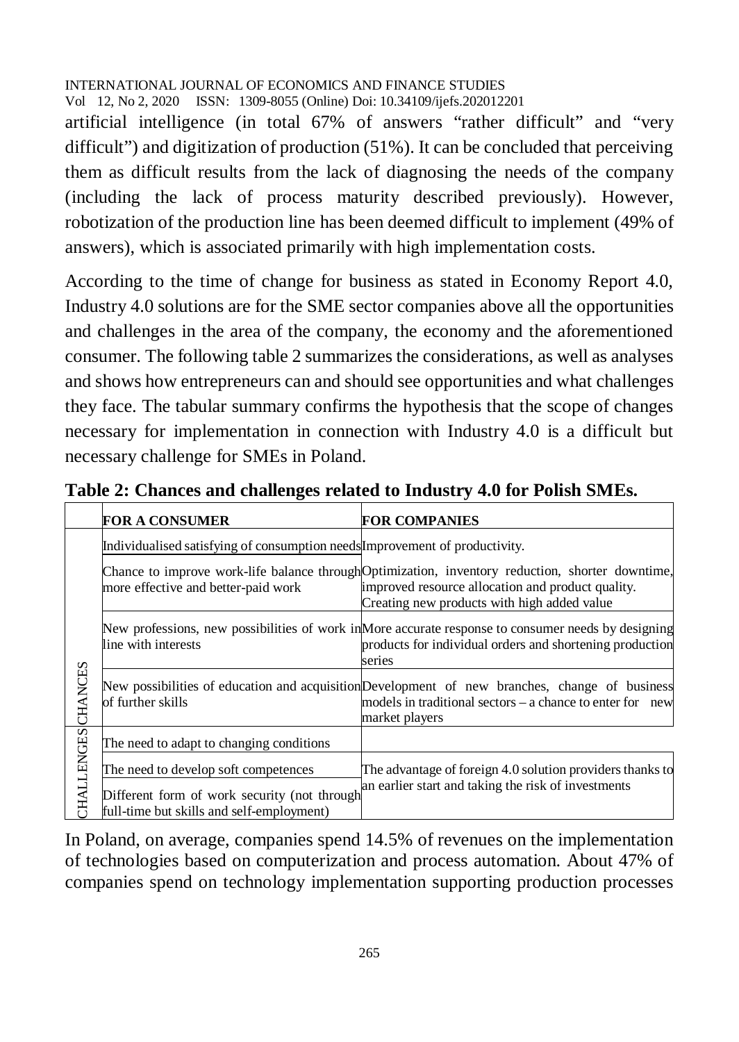artificial intelligence (in total 67% of answers “rather difficult” and “very difficult”) and digitization of production (51%). It can be concluded that perceiving them as difficult results from the lack of diagnosing the needs of the company (including the lack of process maturity described previously). However, robotization of the production line has been deemed difficult to implement (49% of answers), which is associated primarily with high implementation costs.

According to the time of change for business as stated in Economy Report 4.0, Industry 4.0 solutions are for the SME sector companies above all the opportunities and challenges in the area of the company, the economy and the aforementioned consumer. The following table 2 summarizes the considerations, as well as analyses and shows how entrepreneurs can and should see opportunities and what challenges they face. The tabular summary confirms the hypothesis that the scope of changes necessary for implementation in connection with Industry 4.0 is a difficult but necessary challenge for SMEs in Poland.

**Table 2: Chances and challenges related to Industry 4.0 for Polish SMEs.**

| | **FOR A CONSUMER** | **FOR COMPANIES** |
|---|---|---|
| CHANCES | Individualised satisfying of consumption needs | Improvement of productivity. |
| | Chance to improve work-life balance through more effective and better-paid work | Optimization, inventory reduction, shorter downtime, improved resource allocation and product quality. Creating new products with high added value |
| | New professions, new possibilities of work in line with interests | More accurate response to consumer needs by designing products for individual orders and shortening production series |
| | New possibilities of education and acquisition of further skills | Development of new branches, change of business models in traditional sectors – a chance to enter for new market players |
| CHALLENGES | The need to adapt to changing conditions | |
| | The need to develop soft competences | The advantage of foreign 4.0 solution providers thanks to an earlier start and taking the risk of investments |
| | Different form of work security (not through full-time but skills and self-employment) | |

In Poland, on average, companies spend 14.5% of revenues on the implementation of technologies based on computerization and process automation. About 47% of companies spend on technology implementation supporting production processes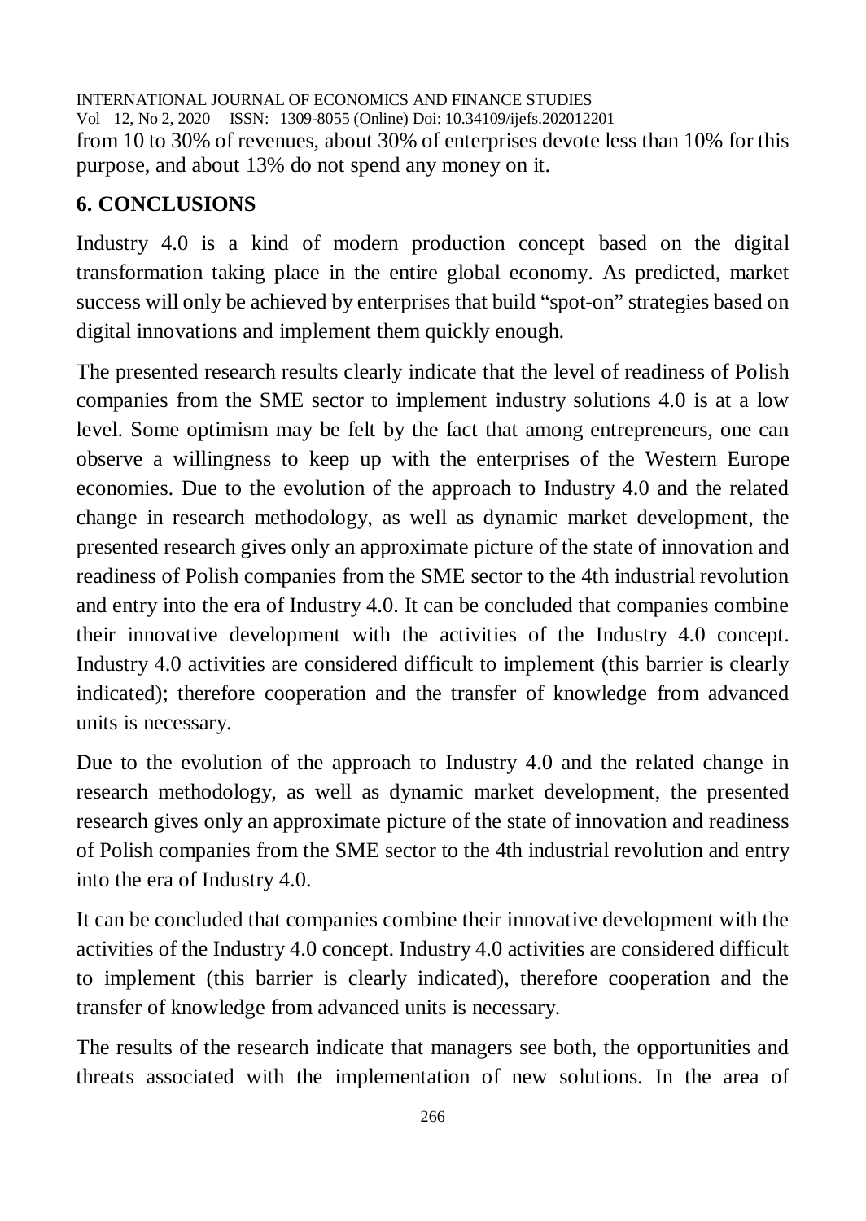from 10 to 30% of revenues, about 30% of enterprises devote less than 10% for this purpose, and about 13% do not spend any money on it.

## 6. CONCLUSIONS

Industry 4.0 is a kind of modern production concept based on the digital transformation taking place in the entire global economy. As predicted, market success will only be achieved by enterprises that build "spot-on" strategies based on digital innovations and implement them quickly enough.

The presented research results clearly indicate that the level of readiness of Polish companies from the SME sector to implement industry solutions 4.0 is at a low level. Some optimism may be felt by the fact that among entrepreneurs, one can observe a willingness to keep up with the enterprises of the Western Europe economies. Due to the evolution of the approach to Industry 4.0 and the related change in research methodology, as well as dynamic market development, the presented research gives only an approximate picture of the state of innovation and readiness of Polish companies from the SME sector to the 4th industrial revolution and entry into the era of Industry 4.0. It can be concluded that companies combine their innovative development with the activities of the Industry 4.0 concept. Industry 4.0 activities are considered difficult to implement (this barrier is clearly indicated); therefore cooperation and the transfer of knowledge from advanced units is necessary.

Due to the evolution of the approach to Industry 4.0 and the related change in research methodology, as well as dynamic market development, the presented research gives only an approximate picture of the state of innovation and readiness of Polish companies from the SME sector to the 4th industrial revolution and entry into the era of Industry 4.0.

It can be concluded that companies combine their innovative development with the activities of the Industry 4.0 concept. Industry 4.0 activities are considered difficult to implement (this barrier is clearly indicated), therefore cooperation and the transfer of knowledge from advanced units is necessary.

The results of the research indicate that managers see both, the opportunities and threats associated with the implementation of new solutions. In the area of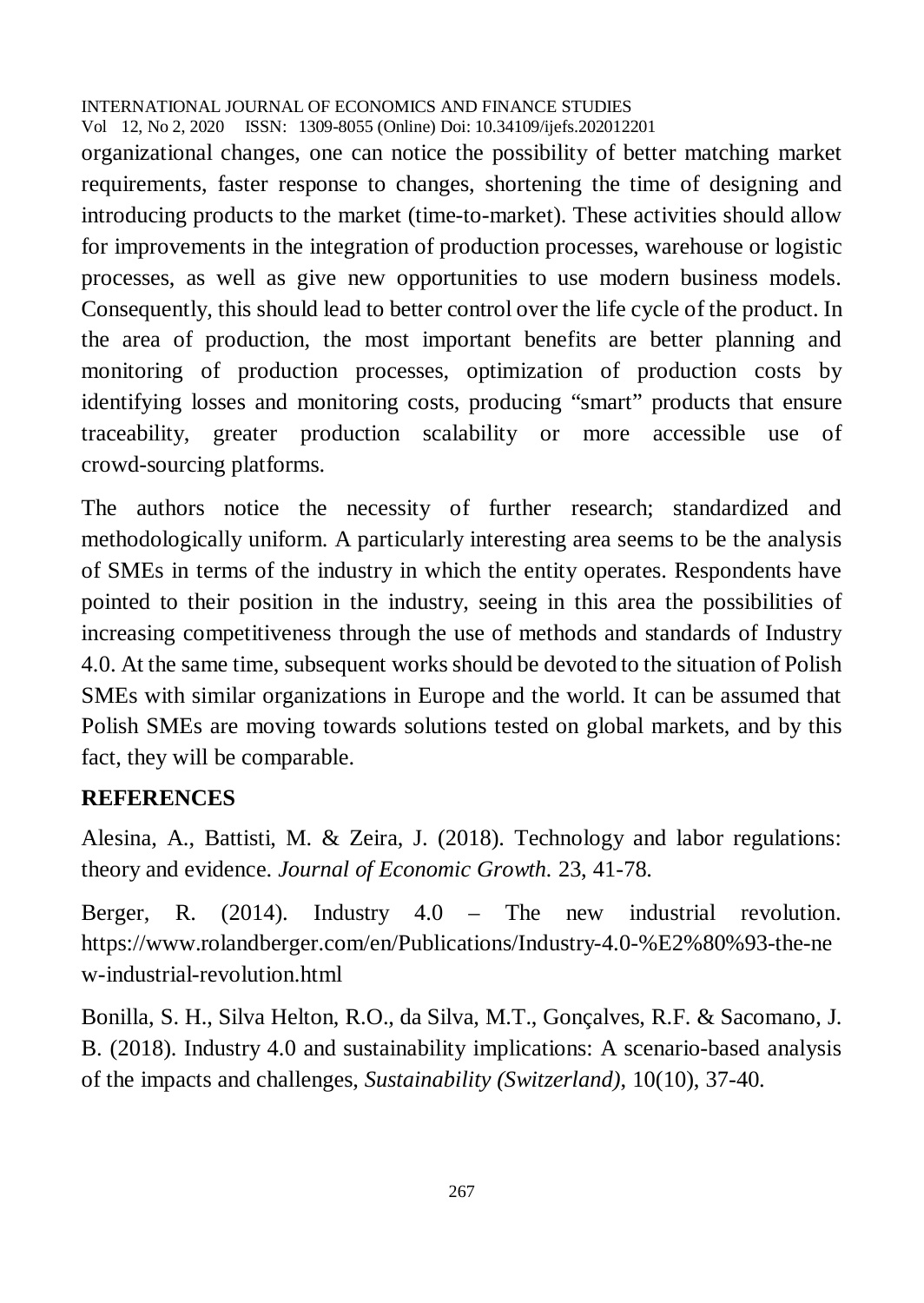organizational changes, one can notice the possibility of better matching market requirements, faster response to changes, shortening the time of designing and introducing products to the market (time-to-market). These activities should allow for improvements in the integration of production processes, warehouse or logistic processes, as well as give new opportunities to use modern business models. Consequently, this should lead to better control over the life cycle of the product. In the area of production, the most important benefits are better planning and monitoring of production processes, optimization of production costs by identifying losses and monitoring costs, producing "smart" products that ensure traceability, greater production scalability or more accessible use of crowd-sourcing platforms.

The authors notice the necessity of further research; standardized and methodologically uniform. A particularly interesting area seems to be the analysis of SMEs in terms of the industry in which the entity operates. Respondents have pointed to their position in the industry, seeing in this area the possibilities of increasing competitiveness through the use of methods and standards of Industry 4.0. At the same time, subsequent works should be devoted to the situation of Polish SMEs with similar organizations in Europe and the world. It can be assumed that Polish SMEs are moving towards solutions tested on global markets, and by this fact, they will be comparable.

## REFERENCES

Alesina, A., Battisti, M. & Zeira, J. (2018). Technology and labor regulations: theory and evidence. *Journal of Economic Growth.* 23, 41-78.

Berger, R. (2014). Industry 4.0 – The new industrial revolution. https://www.rolandberger.com/en/Publications/Industry-4.0-%E2%80%93-the-new-industrial-revolution.html

Bonilla, S. H., Silva Helton, R.O., da Silva, M.T., Gonçalves, R.F. & Sacomano, J. B. (2018). Industry 4.0 and sustainability implications: A scenario-based analysis of the impacts and challenges, *Sustainability (Switzerland)*, 10(10), 37-40.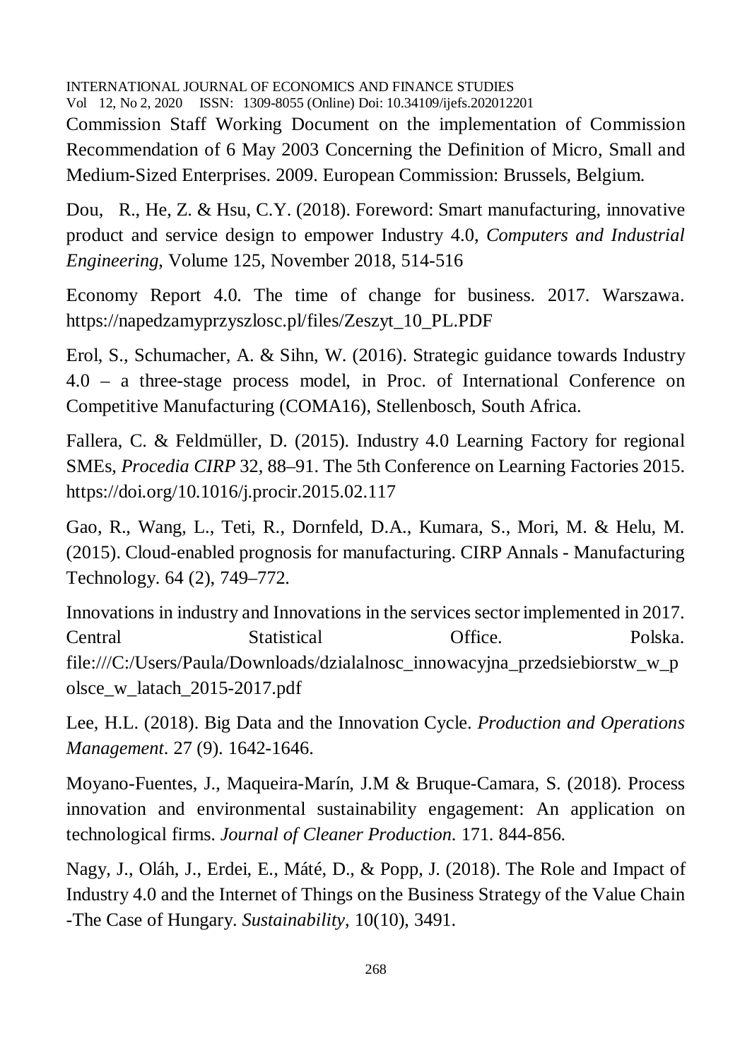Commission Staff Working Document on the implementation of Commission Recommendation of 6 May 2003 Concerning the Definition of Micro, Small and Medium-Sized Enterprises. 2009. European Commission: Brussels, Belgium.

Dou, R., He, Z. & Hsu, C.Y. (2018). Foreword: Smart manufacturing, innovative product and service design to empower Industry 4.0, *Computers and Industrial Engineering*, Volume 125, November 2018, 514-516

Economy Report 4.0. The time of change for business. 2017. Warszawa. https://napedzamyprzyszlosc.pl/files/Zeszyt_10_PL.PDF

Erol, S., Schumacher, A. & Sihn, W. (2016). Strategic guidance towards Industry 4.0 – a three-stage process model, in Proc. of International Conference on Competitive Manufacturing (COMA16), Stellenbosch, South Africa.

Fallera, C. & Feldmüller, D. (2015). Industry 4.0 Learning Factory for regional SMEs, *Procedia CIRP* 32, 88–91. The 5th Conference on Learning Factories 2015. https://doi.org/10.1016/j.procir.2015.02.117

Gao, R., Wang, L., Teti, R., Dornfeld, D.A., Kumara, S., Mori, M. & Helu, M. (2015). Cloud-enabled prognosis for manufacturing. CIRP Annals - Manufacturing Technology. 64 (2), 749–772.

Innovations in industry and Innovations in the services sector implemented in 2017. Central Statistical Office. Polska. file:///C:/Users/Paula/Downloads/dzialalnosc_innowacyjna_przedsiebiorstw_w_polsce_w_latach_2015-2017.pdf

Lee, H.L. (2018). Big Data and the Innovation Cycle. *Production and Operations Management*. 27 (9). 1642-1646.

Moyano-Fuentes, J., Maqueira-Marín, J.M & Bruque-Camara, S. (2018). Process innovation and environmental sustainability engagement: An application on technological firms. *Journal of Cleaner Production*. 171. 844-856.

Nagy, J., Oláh, J., Erdei, E., Máté, D., & Popp, J. (2018). The Role and Impact of Industry 4.0 and the Internet of Things on the Business Strategy of the Value Chain -The Case of Hungary. *Sustainability*, 10(10), 3491.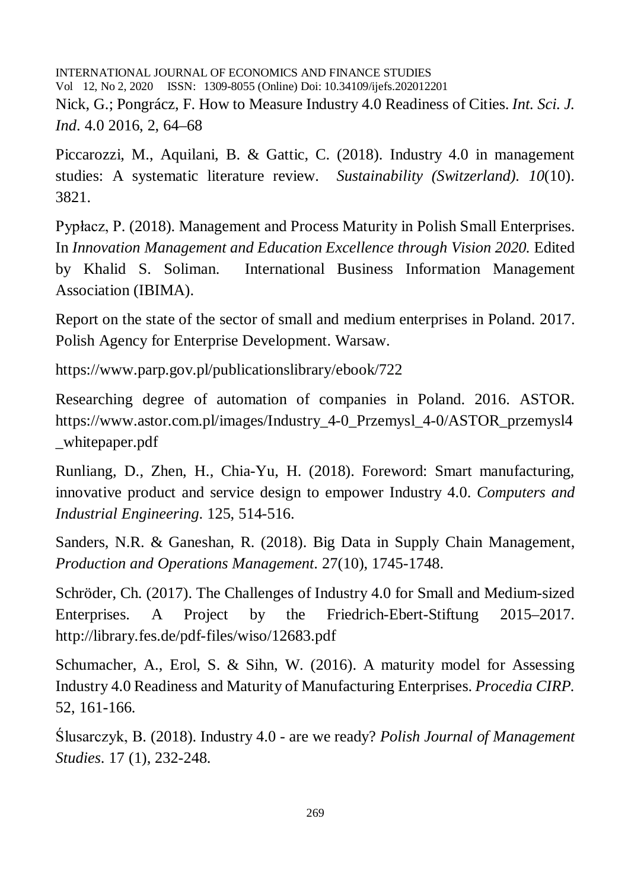Nick, G.; Pongrácz, F. How to Measure Industry 4.0 Readiness of Cities. *Int. Sci. J. Ind*. 4.0 2016, 2, 64–68

Piccarozzi, M., Aquilani, B. & Gattic, C. (2018). Industry 4.0 in management studies: A systematic literature review. *Sustainability (Switzerland)*. *10*(10). 3821.

Pypłacz, P. (2018). Management and Process Maturity in Polish Small Enterprises. In *Innovation Management and Education Excellence through Vision 2020.* Edited by Khalid S. Soliman. International Business Information Management Association (IBIMA).

Report on the state of the sector of small and medium enterprises in Poland. 2017. Polish Agency for Enterprise Development. Warsaw.

https://www.parp.gov.pl/publicationslibrary/ebook/722

Researching degree of automation of companies in Poland. 2016. ASTOR. https://www.astor.com.pl/images/Industry_4-0_Przemysl_4-0/ASTOR_przemysl4_whitepaper.pdf

Runliang, D., Zhen, H., Chia-Yu, H. (2018). Foreword: Smart manufacturing, innovative product and service design to empower Industry 4.0. *Computers and Industrial Engineering*. 125, 514-516.

Sanders, N.R. & Ganeshan, R. (2018). Big Data in Supply Chain Management, *Production and Operations Management*. 27(10), 1745-1748.

Schröder, Ch. (2017). The Challenges of Industry 4.0 for Small and Medium-sized Enterprises. A Project by the Friedrich-Ebert-Stiftung 2015–2017. http://library.fes.de/pdf-files/wiso/12683.pdf

Schumacher, A., Erol, S. & Sihn, W. (2016). A maturity model for Assessing Industry 4.0 Readiness and Maturity of Manufacturing Enterprises. *Procedia CIRP*. 52, 161-166.

Ślusarczyk, B. (2018). Industry 4.0 - are we ready? *Polish Journal of Management Studies*. 17 (1), 232-248.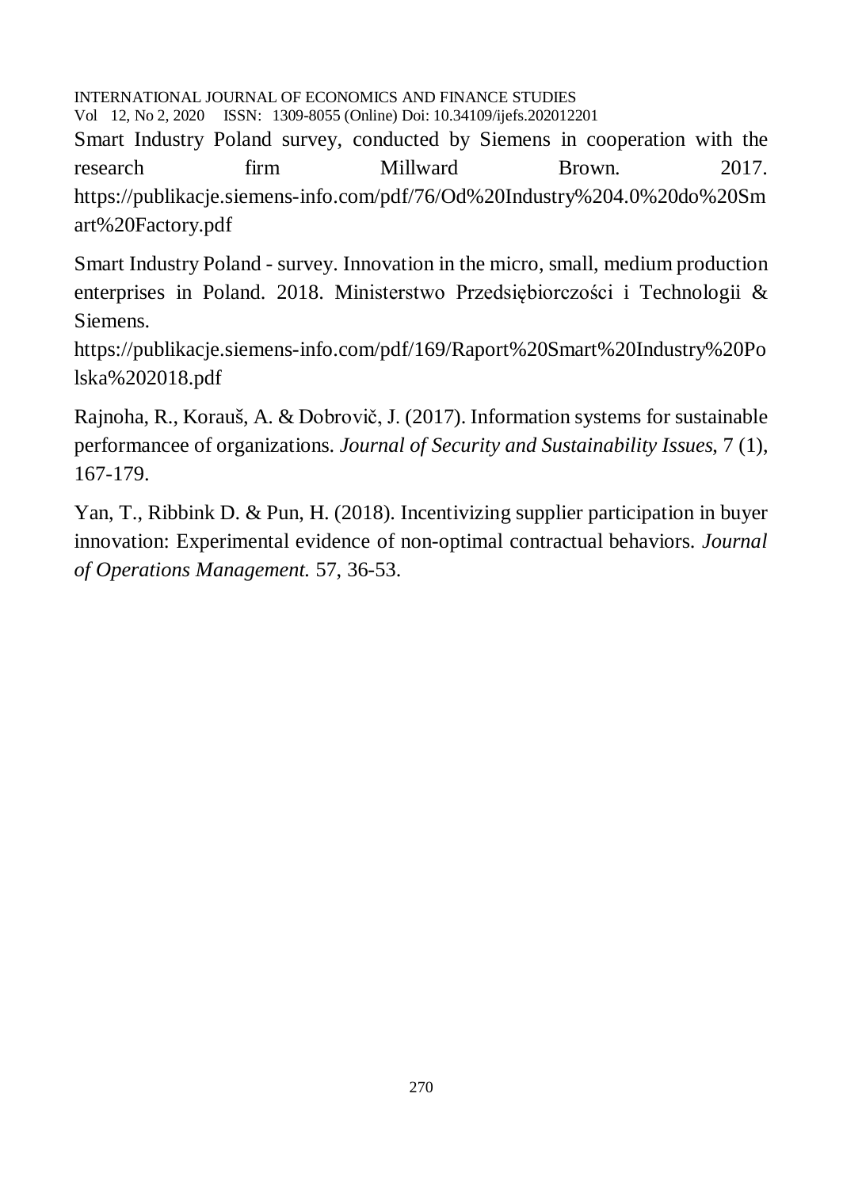Smart Industry Poland survey, conducted by Siemens in cooperation with the research firm Millward Brown. 2017. https://publikacje.siemens-info.com/pdf/76/Od%20Industry%204.0%20do%20Smart%20Factory.pdf

Smart Industry Poland - survey. Innovation in the micro, small, medium production enterprises in Poland. 2018. Ministerstwo Przedsiębiorczości i Technologii & Siemens.
https://publikacje.siemens-info.com/pdf/169/Raport%20Smart%20Industry%20Polska%202018.pdf

Rajnoha, R., Korauš, A. & Dobrovič, J. (2017). Information systems for sustainable performancee of organizations. *Journal of Security and Sustainability Issues*, 7 (1), 167-179.

Yan, T., Ribbink D. & Pun, H. (2018). Incentivizing supplier participation in buyer innovation: Experimental evidence of non-optimal contractual behaviors. *Journal of Operations Management.* 57, 36-53.